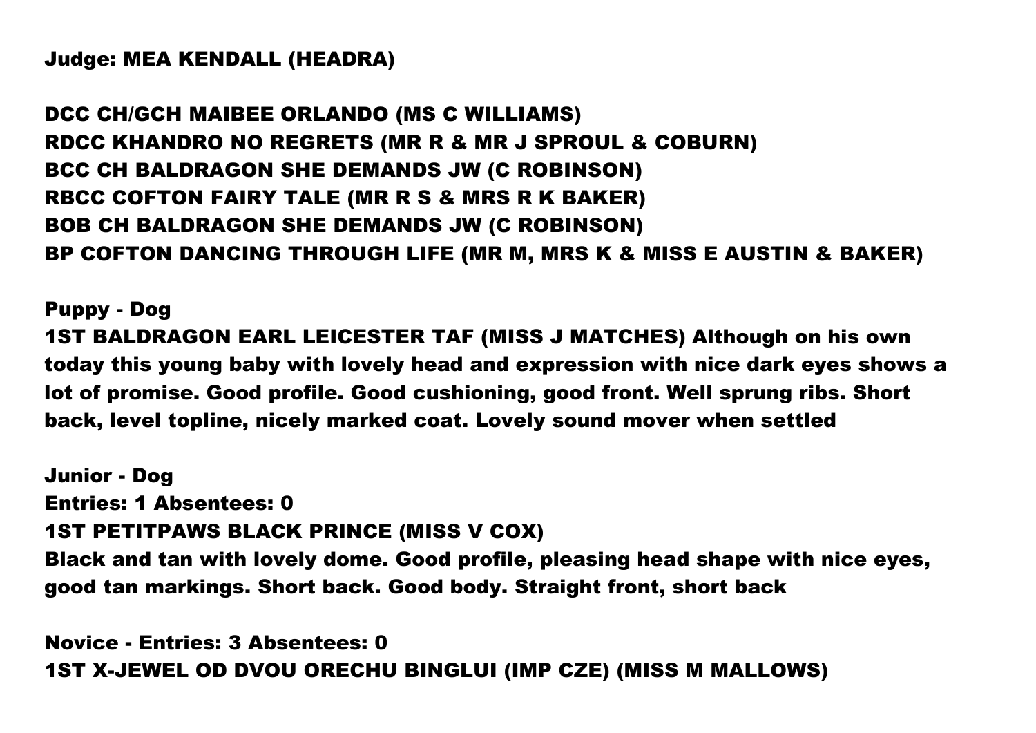**Judge: MEA KENDALL (HEADRA)**

**DCC CH/GCH MAIBEE ORLANDO (MS C WILLIAMS)**
**RDCC KHANDRO NO REGRETS (MR R & MR J SPROUL & COBURN)**
**BCC CH BALDRAGON SHE DEMANDS JW (C ROBINSON)**
**RBCC COFTON FAIRY TALE (MR R S & MRS R K BAKER)**
**BOB CH BALDRAGON SHE DEMANDS JW (C ROBINSON)**
**BP COFTON DANCING THROUGH LIFE (MR M, MRS K & MISS E AUSTIN & BAKER)**

**Puppy - Dog**
**1ST BALDRAGON EARL LEICESTER TAF (MISS J MATCHES) Although on his own today this young baby with lovely head and expression with nice dark eyes shows a lot of promise. Good profile. Good cushioning, good front. Well sprung ribs. Short back, level topline, nicely marked coat. Lovely sound mover when settled**

**Junior - Dog**
**Entries: 1 Absentees: 0**
**1ST PETITPAWS BLACK PRINCE (MISS V COX)**
**Black and tan with lovely dome. Good profile, pleasing head shape with nice eyes, good tan markings. Short back. Good body. Straight front, short back**

**Novice - Entries: 3 Absentees: 0**
**1ST X-JEWEL OD DVOU ORECHU BINGLUI (IMP CZE) (MISS M MALLOWS)**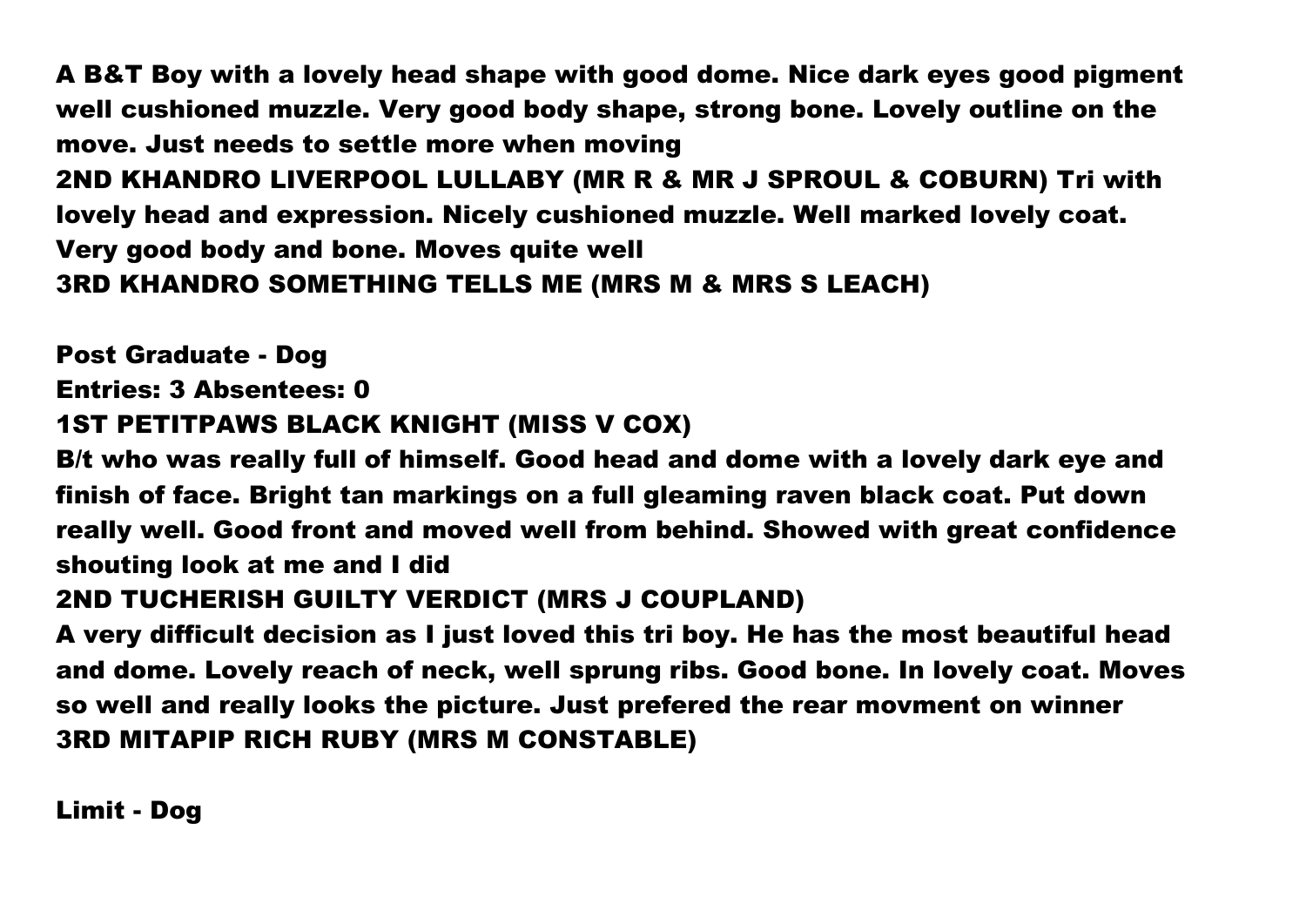A B&T Boy with a lovely head shape with good dome. Nice dark eyes good pigment well cushioned muzzle. Very good body shape, strong bone. Lovely outline on the move. Just needs to settle more when moving

2ND KHANDRO LIVERPOOL LULLABY (MR R & MR J SPROUL & COBURN) Tri with lovely head and expression. Nicely cushioned muzzle. Well marked lovely coat. Very good body and bone. Moves quite well

3RD KHANDRO SOMETHING TELLS ME (MRS M & MRS S LEACH)

**Post Graduate - Dog**

Entries: 3 Absentees: 0

1ST PETITPAWS BLACK KNIGHT (MISS V COX)

B/t who was really full of himself. Good head and dome with a lovely dark eye and finish of face. Bright tan markings on a full gleaming raven black coat. Put down really well. Good front and moved well from behind. Showed with great confidence shouting look at me and I did

2ND TUCHERISH GUILTY VERDICT (MRS J COUPLAND)

A very difficult decision as I just loved this tri boy. He has the most beautiful head and dome. Lovely reach of neck, well sprung ribs. Good bone. In lovely coat. Moves so well and really looks the picture. Just prefered the rear movment on winner

3RD MITAPIP RICH RUBY (MRS M CONSTABLE)

**Limit - Dog**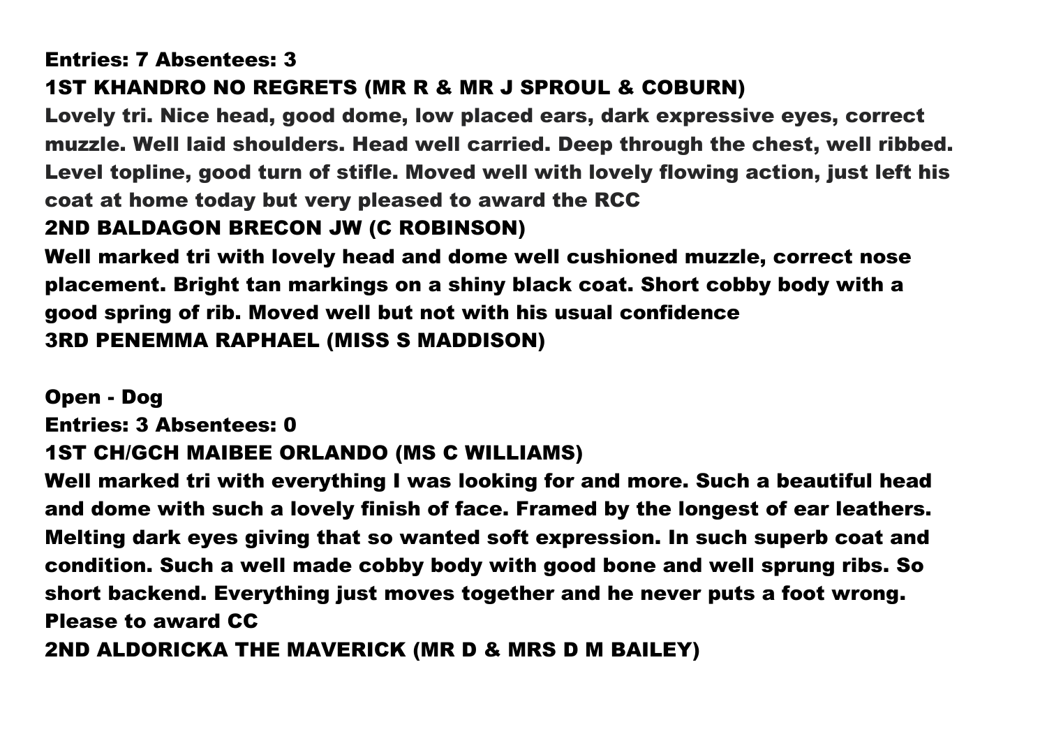**Entries: 7 Absentees: 3**

**1ST KHANDRO NO REGRETS (MR R & MR J SPROUL & COBURN)**

Lovely tri. Nice head, good dome, low placed ears, dark expressive eyes, correct muzzle. Well laid shoulders. Head well carried. Deep through the chest, well ribbed. Level topline, good turn of stifle. Moved well with lovely flowing action, just left his coat at home today but very pleased to award the RCC

**2ND BALDAGON BRECON JW (C ROBINSON)**

Well marked tri with lovely head and dome well cushioned muzzle, correct nose placement. Bright tan markings on a shiny black coat. Short cobby body with a good spring of rib. Moved well but not with his usual confidence

**3RD PENEMMA RAPHAEL (MISS S MADDISON)**

## Open - Dog

**Entries: 3 Absentees: 0**

**1ST CH/GCH MAIBEE ORLANDO (MS C WILLIAMS)**

Well marked tri with everything I was looking for and more. Such a beautiful head and dome with such a lovely finish of face. Framed by the longest of ear leathers. Melting dark eyes giving that so wanted soft expression. In such superb coat and condition. Such a well made cobby body with good bone and well sprung ribs. So short backend. Everything just moves together and he never puts a foot wrong. Please to award CC

**2ND ALDORICKA THE MAVERICK (MR D & MRS D M BAILEY)**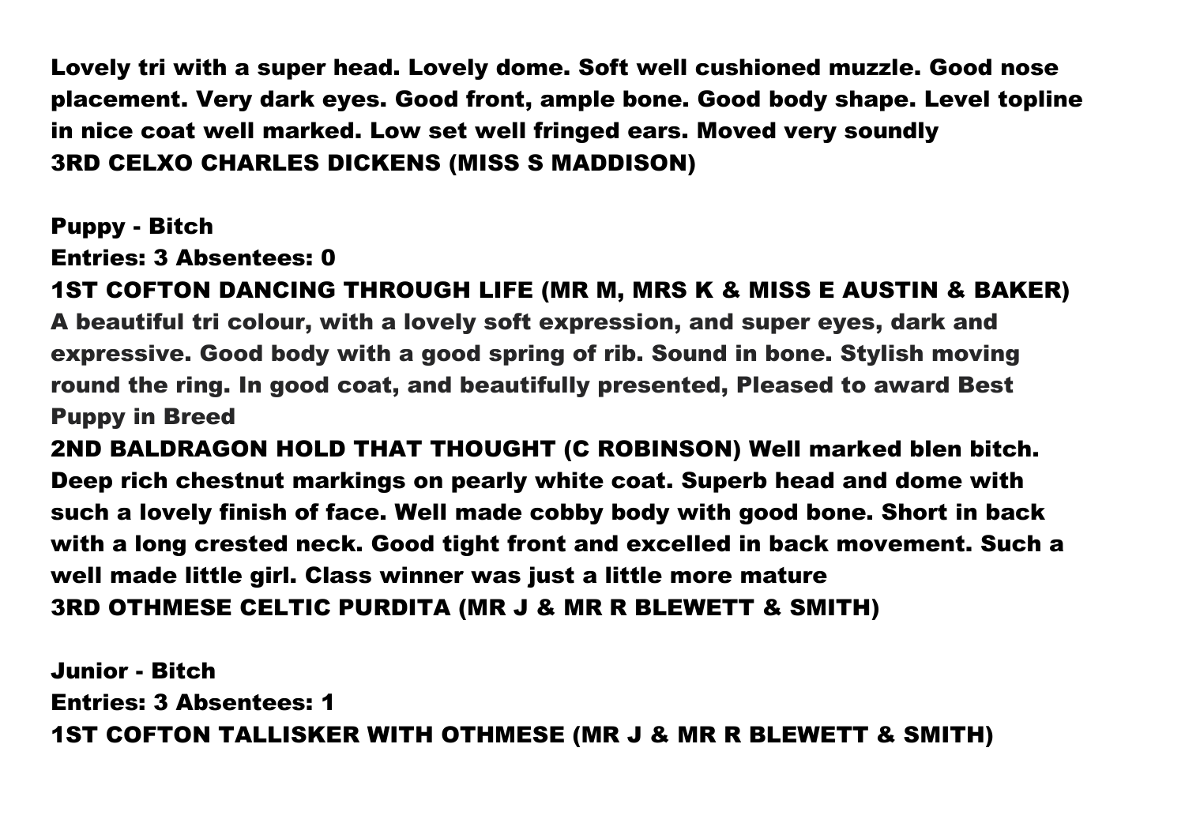**Lovely tri with a super head. Lovely dome. Soft well cushioned muzzle. Good nose placement. Very dark eyes. Good front, ample bone. Good body shape. Level topline in nice coat well marked. Low set well fringed ears. Moved very soundly**

**3RD CELXO CHARLES DICKENS (MISS S MADDISON)**

**Puppy - Bitch**

**Entries: 3 Absentees: 0**

**1ST COFTON DANCING THROUGH LIFE (MR M, MRS K & MISS E AUSTIN & BAKER)**

**A beautiful tri colour, with a lovely soft expression, and super eyes, dark and expressive. Good body with a good spring of rib. Sound in bone. Stylish moving round the ring. In good coat, and beautifully presented, Pleased to award Best Puppy in Breed**

**2ND BALDRAGON HOLD THAT THOUGHT (C ROBINSON) Well marked blen bitch. Deep rich chestnut markings on pearly white coat. Superb head and dome with such a lovely finish of face. Well made cobby body with good bone. Short in back with a long crested neck. Good tight front and excelled in back movement. Such a well made little girl. Class winner was just a little more mature**

**3RD OTHMESE CELTIC PURDITA (MR J & MR R BLEWETT & SMITH)**

**Junior - Bitch**

**Entries: 3 Absentees: 1**

**1ST COFTON TALLISKER WITH OTHMESE (MR J & MR R BLEWETT & SMITH)**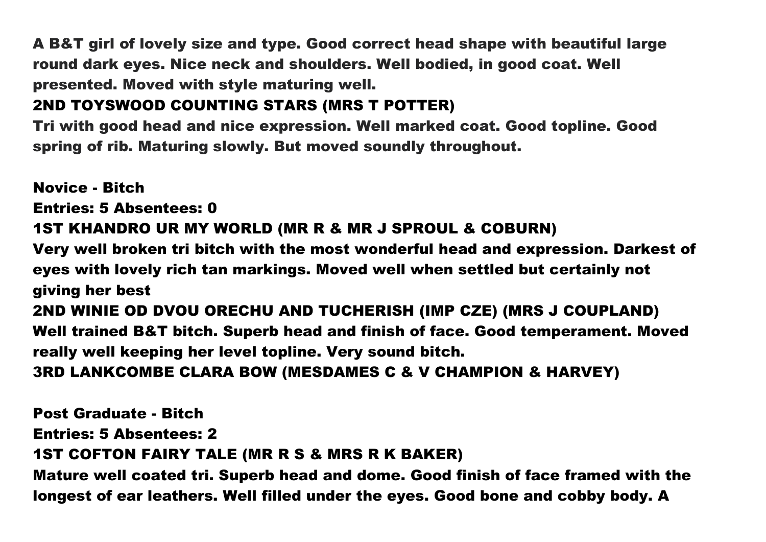A B&T girl of lovely size and type. Good correct head shape with beautiful large round dark eyes. Nice neck and shoulders. Well bodied, in good coat. Well presented. Moved with style maturing well.

**2ND TOYSWOOD COUNTING STARS (MRS T POTTER)**

Tri with good head and nice expression. Well marked coat. Good topline. Good spring of rib. Maturing slowly. But moved soundly throughout.

**Novice - Bitch**

**Entries: 5 Absentees: 0**

**1ST KHANDRO UR MY WORLD (MR R & MR J SPROUL & COBURN)**

Very well broken tri bitch with the most wonderful head and expression. Darkest of eyes with lovely rich tan markings. Moved well when settled but certainly not giving her best

**2ND WINIE OD DVOU ORECHU AND TUCHERISH (IMP CZE) (MRS J COUPLAND)**

Well trained B&T bitch. Superb head and finish of face. Good temperament. Moved really well keeping her level topline. Very sound bitch.

**3RD LANKCOMBE CLARA BOW (MESDAMES C & V CHAMPION & HARVEY)**

**Post Graduate - Bitch**

**Entries: 5 Absentees: 2**

**1ST COFTON FAIRY TALE (MR R S & MRS R K BAKER)**

Mature well coated tri. Superb head and dome. Good finish of face framed with the longest of ear leathers. Well filled under the eyes. Good bone and cobby body. A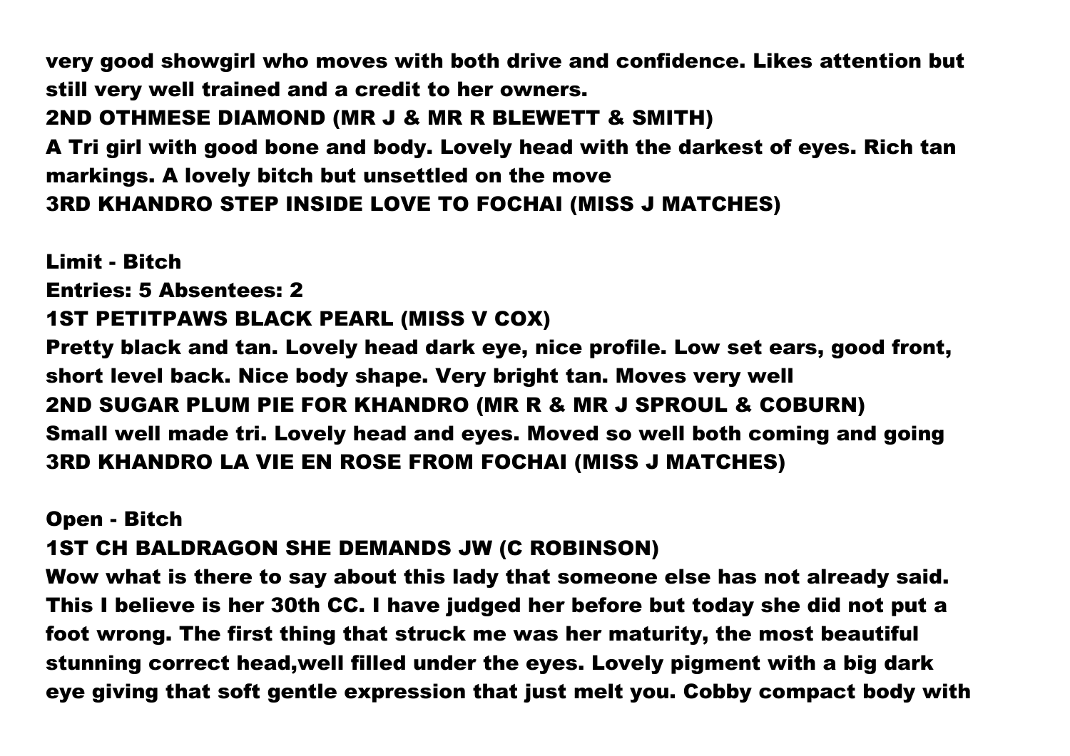very good showgirl who moves with both drive and confidence. Likes attention but still very well trained and a credit to her owners.

**2ND OTHMESE DIAMOND (MR J & MR R BLEWETT & SMITH)**

A Tri girl with good bone and body. Lovely head with the darkest of eyes. Rich tan markings. A lovely bitch but unsettled on the move

**3RD KHANDRO STEP INSIDE LOVE TO FOCHAI (MISS J MATCHES)**

## Limit - Bitch

Entries: 5 Absentees: 2

**1ST PETITPAWS BLACK PEARL (MISS V COX)**

Pretty black and tan. Lovely head dark eye, nice profile. Low set ears, good front, short level back. Nice body shape. Very bright tan. Moves very well

**2ND SUGAR PLUM PIE FOR KHANDRO (MR R & MR J SPROUL & COBURN)**

Small well made tri. Lovely head and eyes. Moved so well both coming and going

**3RD KHANDRO LA VIE EN ROSE FROM FOCHAI (MISS J MATCHES)**

## Open - Bitch

**1ST CH BALDRAGON SHE DEMANDS JW (C ROBINSON)**

Wow what is there to say about this lady that someone else has not already said. This I believe is her 30th CC. I have judged her before but today she did not put a foot wrong. The first thing that struck me was her maturity, the most beautiful stunning correct head,well filled under the eyes. Lovely pigment with a big dark eye giving that soft gentle expression that just melt you. Cobby compact body with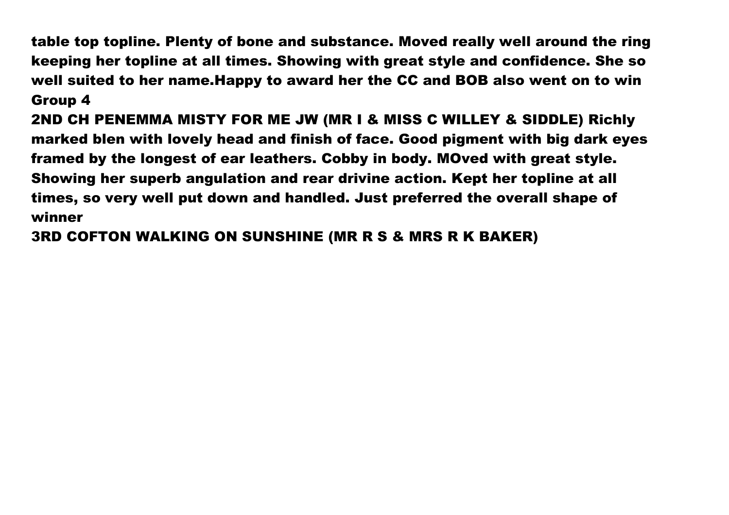**table top topline. Plenty of bone and substance. Moved really well around the ring keeping her topline at all times. Showing with great style and confidence. She so well suited to her name.Happy to award her the CC and BOB also went on to win Group 4**

**2ND CH PENEMMA MISTY FOR ME JW (MR I & MISS C WILLEY & SIDDLE) Richly marked blen with lovely head and finish of face. Good pigment with big dark eyes framed by the longest of ear leathers. Cobby in body. MOved with great style. Showing her superb angulation and rear drivine action. Kept her topline at all times, so very well put down and handled. Just preferred the overall shape of winner**

**3RD COFTON WALKING ON SUNSHINE (MR R S & MRS R K BAKER)**